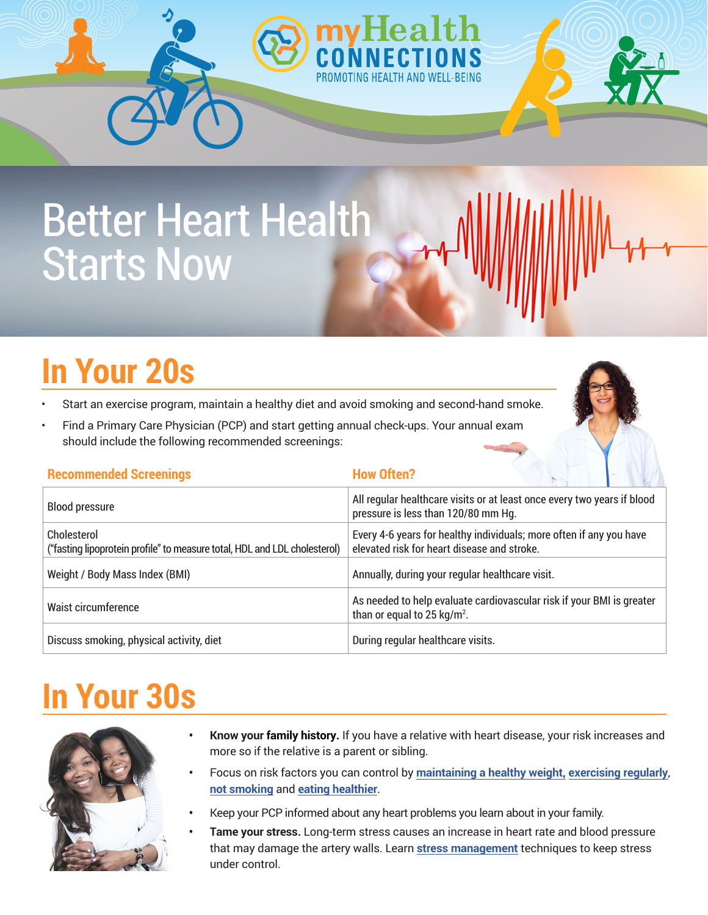myHealth CONNECTIONS
PROMOTING HEALTH AND WELL-BEING

# Better Heart Health Starts Now

## In Your 20s

- Start an exercise program, maintain a healthy diet and avoid smoking and second-hand smoke.
- Find a Primary Care Physician (PCP) and start getting annual check-ups. Your annual exam should include the following recommended screenings:

| Recommended Screenings | How Often? |
|---|---|
| Blood pressure | All regular healthcare visits or at least once every two years if blood pressure is less than 120/80 mm Hg. |
| Cholesterol ("fasting lipoprotein profile" to measure total, HDL and LDL cholesterol) | Every 4-6 years for healthy individuals; more often if any you have elevated risk for heart disease and stroke. |
| Weight / Body Mass Index (BMI) | Annually, during your regular healthcare visit. |
| Waist circumference | As needed to help evaluate cardiovascular risk if your BMI is greater than or equal to 25 kg/m$^2$. |
| Discuss smoking, physical activity, diet | During regular healthcare visits. |

## In Your 30s

- **Know your family history.** If you have a relative with heart disease, your risk increases and more so if the relative is a parent or sibling.
- Focus on risk factors you can control by **maintaining a healthy weight, exercising regularly**, **not smoking** and **eating healthier**.
- Keep your PCP informed about any heart problems you learn about in your family.
- **Tame your stress.** Long-term stress causes an increase in heart rate and blood pressure that may damage the artery walls. Learn **stress management** techniques to keep stress under control.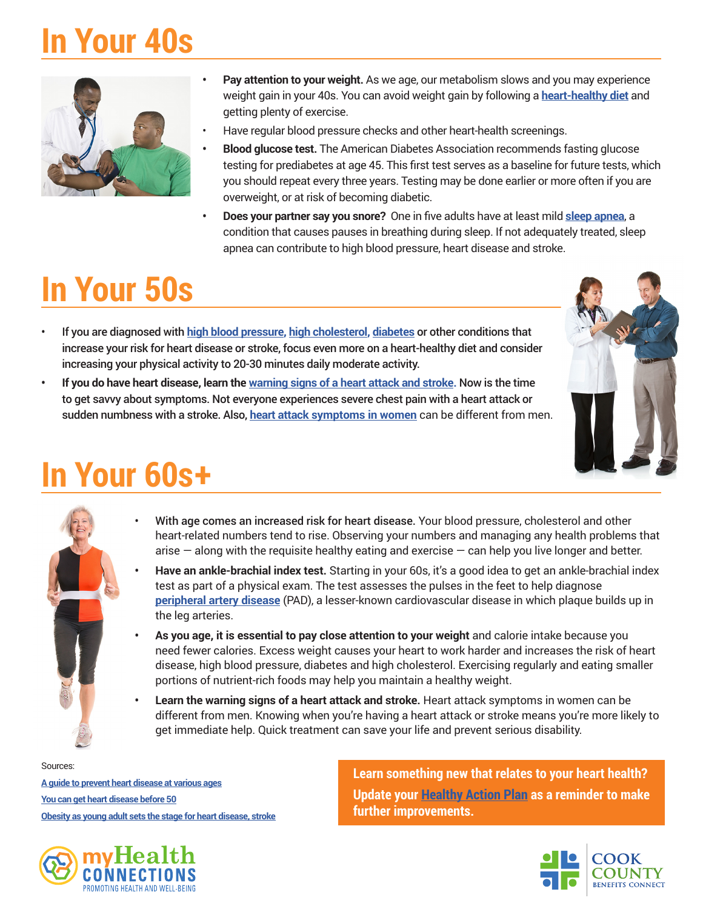# In Your 40s

- **Pay attention to your weight.** As we age, our metabolism slows and you may experience weight gain in your 40s. You can avoid weight gain by following a heart-healthy diet and getting plenty of exercise.
- Have regular blood pressure checks and other heart-health screenings.
- **Blood glucose test.** The American Diabetes Association recommends fasting glucose testing for prediabetes at age 45. This first test serves as a baseline for future tests, which you should repeat every three years. Testing may be done earlier or more often if you are overweight, or at risk of becoming diabetic.
- **Does your partner say you snore?** One in five adults have at least mild sleep apnea, a condition that causes pauses in breathing during sleep. If not adequately treated, sleep apnea can contribute to high blood pressure, heart disease and stroke.

# In Your 50s

- If you are diagnosed with high blood pressure, high cholesterol, diabetes or other conditions that increase your risk for heart disease or stroke, focus even more on a heart-healthy diet and consider increasing your physical activity to 20-30 minutes daily moderate activity.
- **If you do have heart disease, learn the warning signs of a heart attack and stroke.** Now is the time to get savvy about symptoms. Not everyone experiences severe chest pain with a heart attack or sudden numbness with a stroke. Also, heart attack symptoms in women can be different from men.

# In Your 60s+

- **With age comes an increased risk for heart disease.** Your blood pressure, cholesterol and other heart-related numbers tend to rise. Observing your numbers and managing any health problems that arise — along with the requisite healthy eating and exercise — can help you live longer and better.
- **Have an ankle-brachial index test.** Starting in your 60s, it's a good idea to get an ankle-brachial index test as part of a physical exam. The test assesses the pulses in the feet to help diagnose peripheral artery disease (PAD), a lesser-known cardiovascular disease in which plaque builds up in the leg arteries.
- **As you age, it is essential to pay close attention to your weight** and calorie intake because you need fewer calories. Excess weight causes your heart to work harder and increases the risk of heart disease, high blood pressure, diabetes and high cholesterol. Exercising regularly and eating smaller portions of nutrient-rich foods may help you maintain a healthy weight.
- **Learn the warning signs of a heart attack and stroke.** Heart attack symptoms in women can be different from men. Knowing when you're having a heart attack or stroke means you're more likely to get immediate help. Quick treatment can save your life and prevent serious disability.

Sources:

A guide to prevent heart disease at various ages

You can get heart disease before 50

Obesity as young adult sets the stage for heart disease, stroke

**Learn something new that relates to your heart health? Update your Healthy Action Plan as a reminder to make further improvements.**

myHealth CONNECTIONS — PROMOTING HEALTH AND WELL-BEING

COOK COUNTY BENEFITS CONNECT